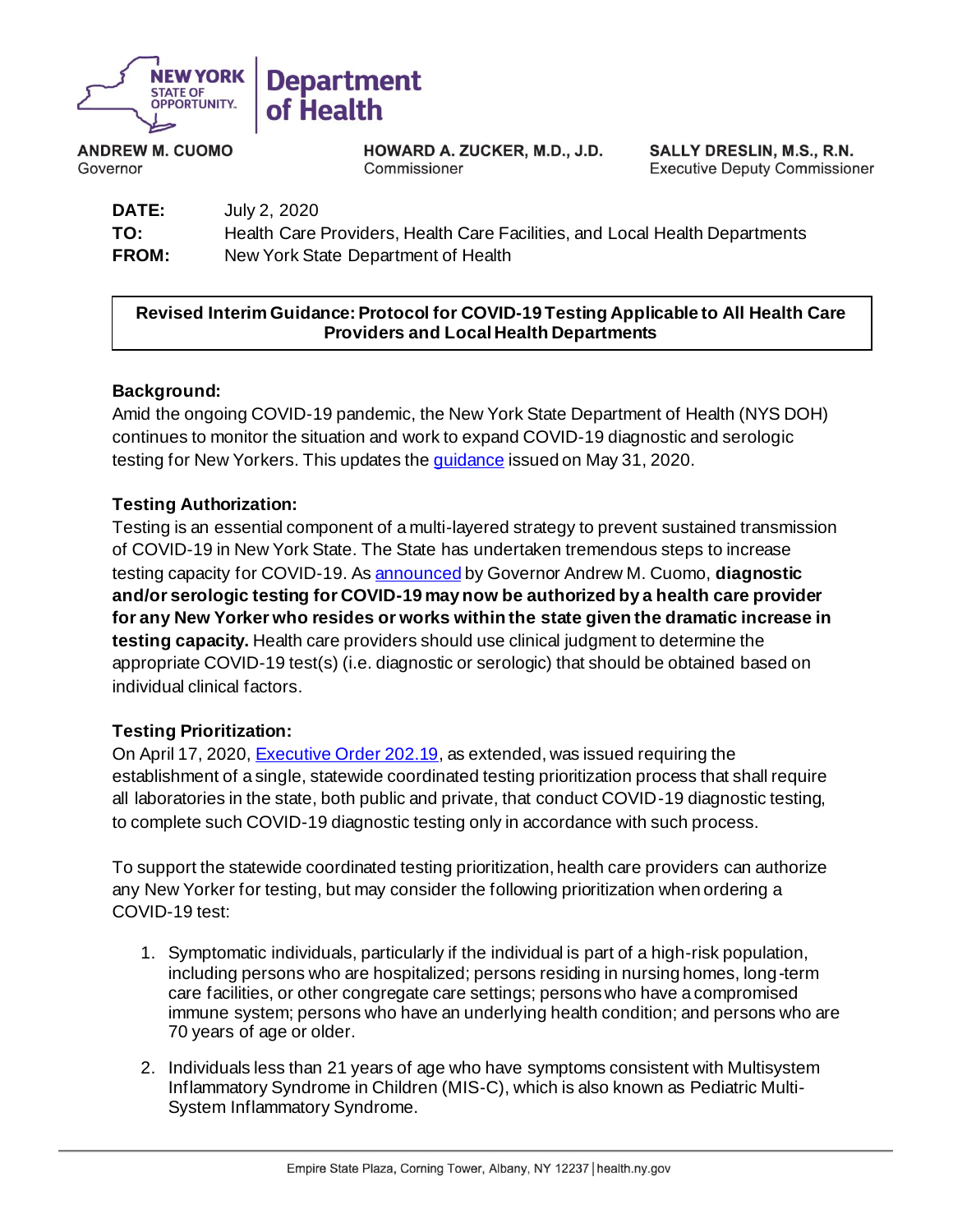**NEW YORK STATE OF OPPORTUNITY.** | **Department of Health**

**ANDREW M. CUOMO**
Governor

**HOWARD A. ZUCKER, M.D., J.D.**
Commissioner

**SALLY DRESLIN, M.S., R.N.**
Executive Deputy Commissioner

**DATE:** July 2, 2020
**TO:** Health Care Providers, Health Care Facilities, and Local Health Departments
**FROM:** New York State Department of Health

**Revised Interim Guidance: Protocol for COVID-19 Testing Applicable to All Health Care Providers and Local Health Departments**

**Background:**
Amid the ongoing COVID-19 pandemic, the New York State Department of Health (NYS DOH) continues to monitor the situation and work to expand COVID-19 diagnostic and serologic testing for New Yorkers. This updates the guidance issued on May 31, 2020.

**Testing Authorization:**
Testing is an essential component of a multi-layered strategy to prevent sustained transmission of COVID-19 in New York State. The State has undertaken tremendous steps to increase testing capacity for COVID-19. As announced by Governor Andrew M. Cuomo, **diagnostic and/or serologic testing for COVID-19 may now be authorized by a health care provider for any New Yorker who resides or works within the state given the dramatic increase in testing capacity.** Health care providers should use clinical judgment to determine the appropriate COVID-19 test(s) (i.e. diagnostic or serologic) that should be obtained based on individual clinical factors.

**Testing Prioritization:**
On April 17, 2020, Executive Order 202.19, as extended, was issued requiring the establishment of a single, statewide coordinated testing prioritization process that shall require all laboratories in the state, both public and private, that conduct COVID-19 diagnostic testing, to complete such COVID-19 diagnostic testing only in accordance with such process.

To support the statewide coordinated testing prioritization, health care providers can authorize any New Yorker for testing, but may consider the following prioritization when ordering a COVID-19 test:

1. Symptomatic individuals, particularly if the individual is part of a high-risk population, including persons who are hospitalized; persons residing in nursing homes, long-term care facilities, or other congregate care settings; persons who have a compromised immune system; persons who have an underlying health condition; and persons who are 70 years of age or older.
2. Individuals less than 21 years of age who have symptoms consistent with Multisystem Inflammatory Syndrome in Children (MIS-C), which is also known as Pediatric Multi-System Inflammatory Syndrome.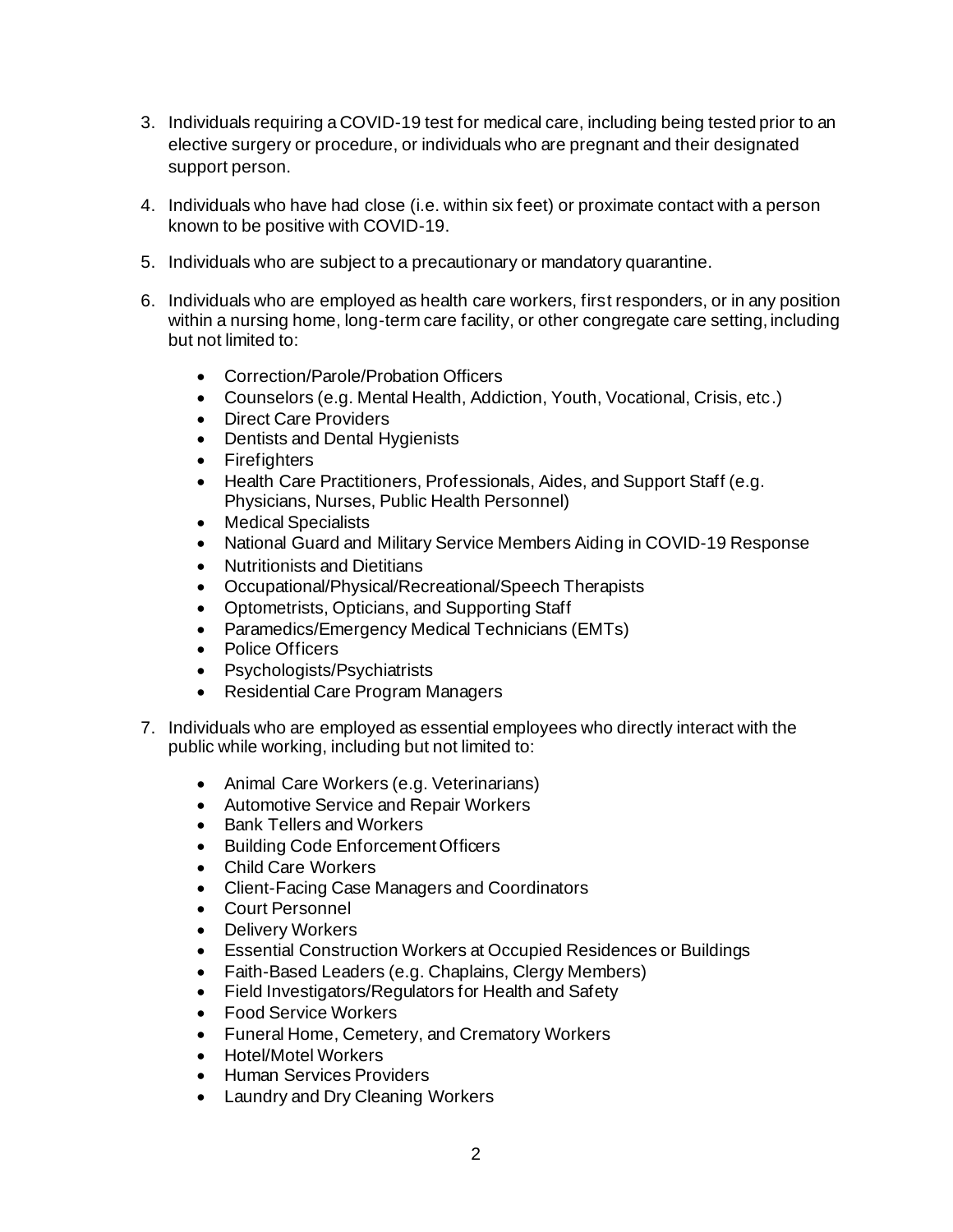3. Individuals requiring a COVID-19 test for medical care, including being tested prior to an elective surgery or procedure, or individuals who are pregnant and their designated support person.

4. Individuals who have had close (i.e. within six feet) or proximate contact with a person known to be positive with COVID-19.

5. Individuals who are subject to a precautionary or mandatory quarantine.

6. Individuals who are employed as health care workers, first responders, or in any position within a nursing home, long-term care facility, or other congregate care setting, including but not limited to:

   - Correction/Parole/Probation Officers
   - Counselors (e.g. Mental Health, Addiction, Youth, Vocational, Crisis, etc.)
   - Direct Care Providers
   - Dentists and Dental Hygienists
   - Firefighters
   - Health Care Practitioners, Professionals, Aides, and Support Staff (e.g. Physicians, Nurses, Public Health Personnel)
   - Medical Specialists
   - National Guard and Military Service Members Aiding in COVID-19 Response
   - Nutritionists and Dietitians
   - Occupational/Physical/Recreational/Speech Therapists
   - Optometrists, Opticians, and Supporting Staff
   - Paramedics/Emergency Medical Technicians (EMTs)
   - Police Officers
   - Psychologists/Psychiatrists
   - Residential Care Program Managers

7. Individuals who are employed as essential employees who directly interact with the public while working, including but not limited to:

   - Animal Care Workers (e.g. Veterinarians)
   - Automotive Service and Repair Workers
   - Bank Tellers and Workers
   - Building Code Enforcement Officers
   - Child Care Workers
   - Client-Facing Case Managers and Coordinators
   - Court Personnel
   - Delivery Workers
   - Essential Construction Workers at Occupied Residences or Buildings
   - Faith-Based Leaders (e.g. Chaplains, Clergy Members)
   - Field Investigators/Regulators for Health and Safety
   - Food Service Workers
   - Funeral Home, Cemetery, and Crematory Workers
   - Hotel/Motel Workers
   - Human Services Providers
   - Laundry and Dry Cleaning Workers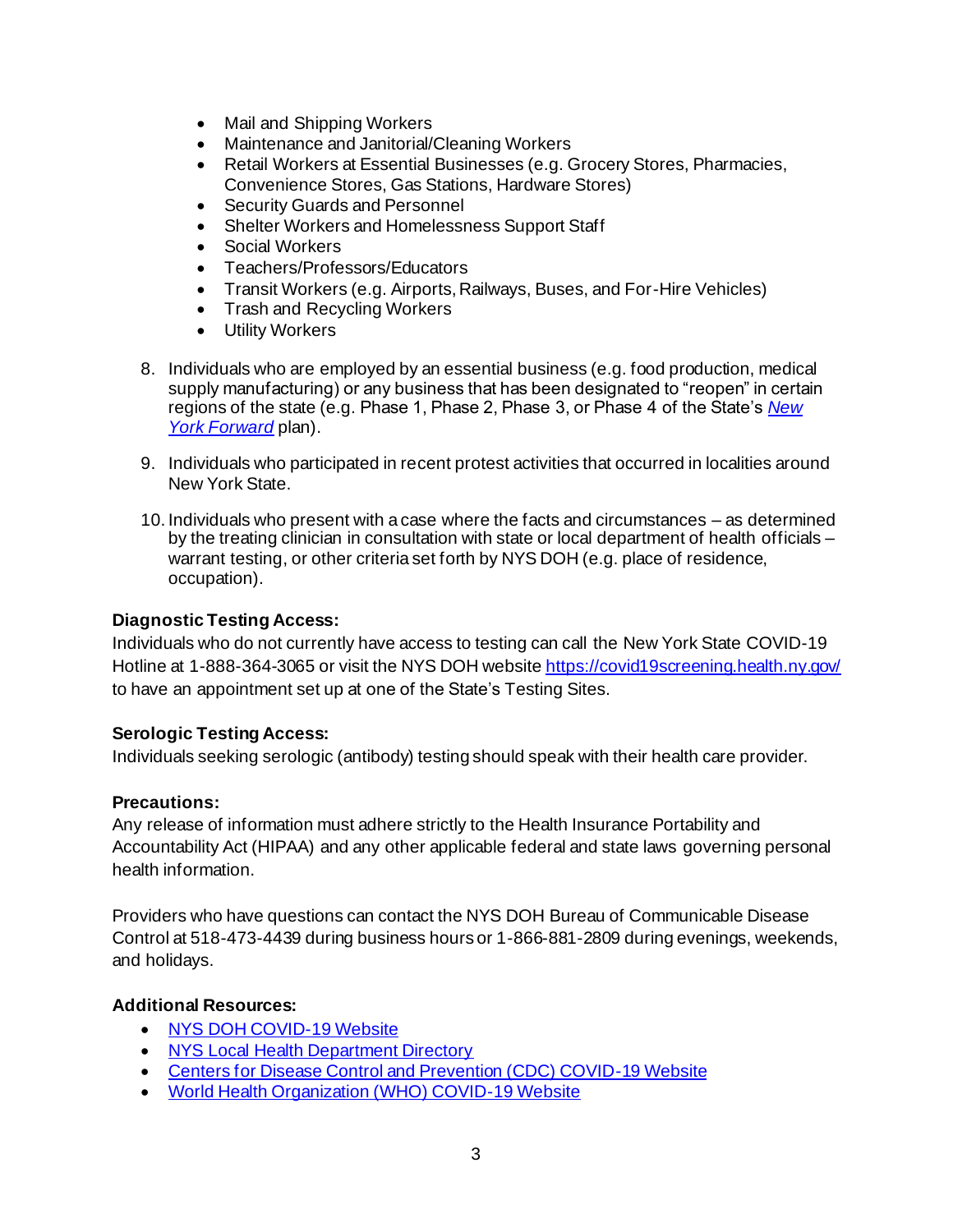- Mail and Shipping Workers
- Maintenance and Janitorial/Cleaning Workers
- Retail Workers at Essential Businesses (e.g. Grocery Stores, Pharmacies, Convenience Stores, Gas Stations, Hardware Stores)
- Security Guards and Personnel
- Shelter Workers and Homelessness Support Staff
- Social Workers
- Teachers/Professors/Educators
- Transit Workers (e.g. Airports, Railways, Buses, and For-Hire Vehicles)
- Trash and Recycling Workers
- Utility Workers

8. Individuals who are employed by an essential business (e.g. food production, medical supply manufacturing) or any business that has been designated to "reopen" in certain regions of the state (e.g. Phase 1, Phase 2, Phase 3, or Phase 4 of the State's [*New York Forward*]() plan).

9. Individuals who participated in recent protest activities that occurred in localities around New York State.

10. Individuals who present with a case where the facts and circumstances – as determined by the treating clinician in consultation with state or local department of health officials – warrant testing, or other criteria set forth by NYS DOH (e.g. place of residence, occupation).

**Diagnostic Testing Access:**
Individuals who do not currently have access to testing can call the New York State COVID-19 Hotline at 1-888-364-3065 or visit the NYS DOH website https://covid19screening.health.ny.gov/ to have an appointment set up at one of the State's Testing Sites.

**Serologic Testing Access:**
Individuals seeking serologic (antibody) testing should speak with their health care provider.

**Precautions:**
Any release of information must adhere strictly to the Health Insurance Portability and Accountability Act (HIPAA) and any other applicable federal and state laws governing personal health information.

Providers who have questions can contact the NYS DOH Bureau of Communicable Disease Control at 518-473-4439 during business hours or 1-866-881-2809 during evenings, weekends, and holidays.

**Additional Resources:**
- NYS DOH COVID-19 Website
- NYS Local Health Department Directory
- Centers for Disease Control and Prevention (CDC) COVID-19 Website
- World Health Organization (WHO) COVID-19 Website